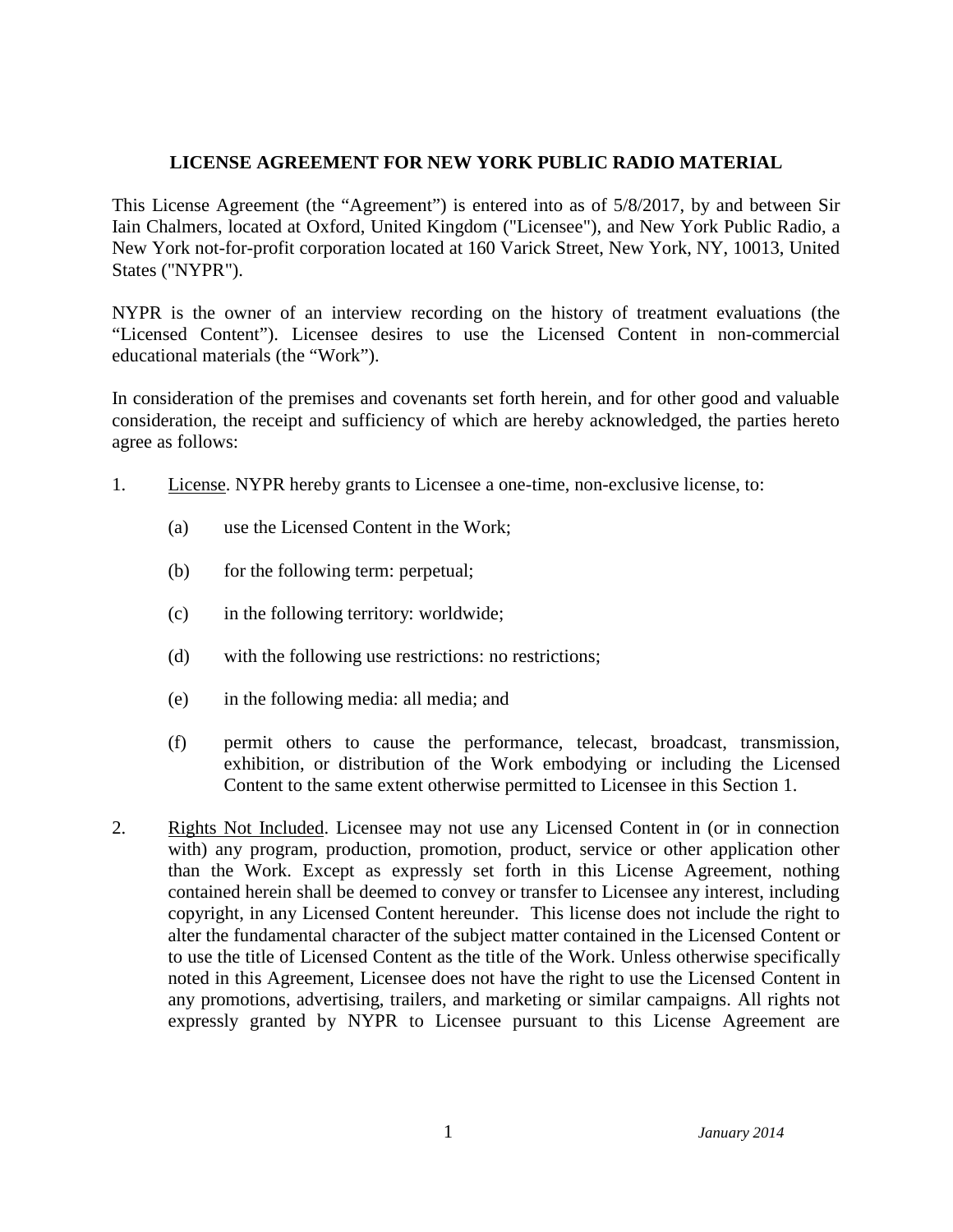**LICENSE AGREEMENT FOR NEW YORK PUBLIC RADIO MATERIAL**

This License Agreement (the "Agreement") is entered into as of 5/8/2017, by and between Sir Iain Chalmers, located at Oxford, United Kingdom ("Licensee"), and New York Public Radio, a New York not-for-profit corporation located at 160 Varick Street, New York, NY, 10013, United States ("NYPR").

NYPR is the owner of an interview recording on the history of treatment evaluations (the "Licensed Content"). Licensee desires to use the Licensed Content in non-commercial educational materials (the "Work").

In consideration of the premises and covenants set forth herein, and for other good and valuable consideration, the receipt and sufficiency of which are hereby acknowledged, the parties hereto agree as follows:

1. License. NYPR hereby grants to Licensee a one-time, non-exclusive license, to:

   (a) use the Licensed Content in the Work;

   (b) for the following term: perpetual;

   (c) in the following territory: worldwide;

   (d) with the following use restrictions: no restrictions;

   (e) in the following media: all media; and

   (f) permit others to cause the performance, telecast, broadcast, transmission, exhibition, or distribution of the Work embodying or including the Licensed Content to the same extent otherwise permitted to Licensee in this Section 1.

2. Rights Not Included. Licensee may not use any Licensed Content in (or in connection with) any program, production, promotion, product, service or other application other than the Work. Except as expressly set forth in this License Agreement, nothing contained herein shall be deemed to convey or transfer to Licensee any interest, including copyright, in any Licensed Content hereunder. This license does not include the right to alter the fundamental character of the subject matter contained in the Licensed Content or to use the title of Licensed Content as the title of the Work. Unless otherwise specifically noted in this Agreement, Licensee does not have the right to use the Licensed Content in any promotions, advertising, trailers, and marketing or similar campaigns. All rights not expressly granted by NYPR to Licensee pursuant to this License Agreement are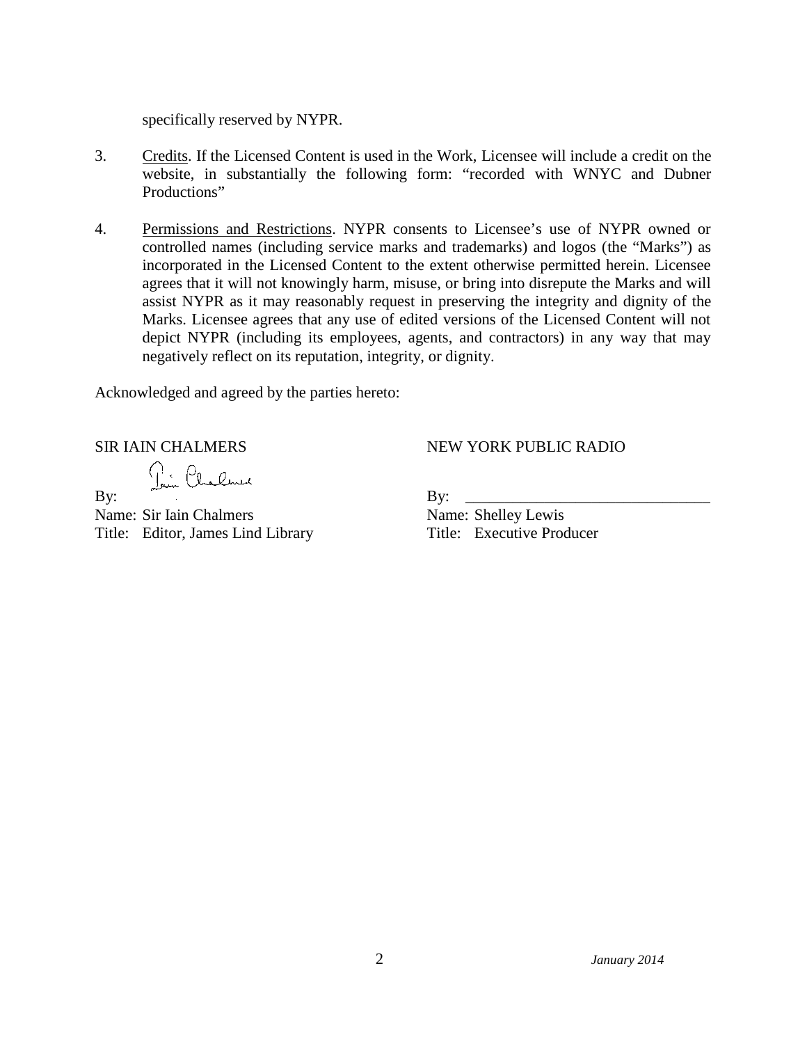specifically reserved by NYPR.

3. Credits. If the Licensed Content is used in the Work, Licensee will include a credit on the website, in substantially the following form: "recorded with WNYC and Dubner Productions"

4. Permissions and Restrictions. NYPR consents to Licensee's use of NYPR owned or controlled names (including service marks and trademarks) and logos (the "Marks") as incorporated in the Licensed Content to the extent otherwise permitted herein. Licensee agrees that it will not knowingly harm, misuse, or bring into disrepute the Marks and will assist NYPR as it may reasonably request in preserving the integrity and dignity of the Marks. Licensee agrees that any use of edited versions of the Licensed Content will not depict NYPR (including its employees, agents, and contractors) in any way that may negatively reflect on its reputation, integrity, or dignity.

Acknowledged and agreed by the parties hereto:

SIR IAIN CHALMERS

By: Iain Chalmers

Name: Sir Iain Chalmers
Title: Editor, James Lind Library

NEW YORK PUBLIC RADIO

By: ______________________________

Name: Shelley Lewis
Title: Executive Producer

*January 2014*